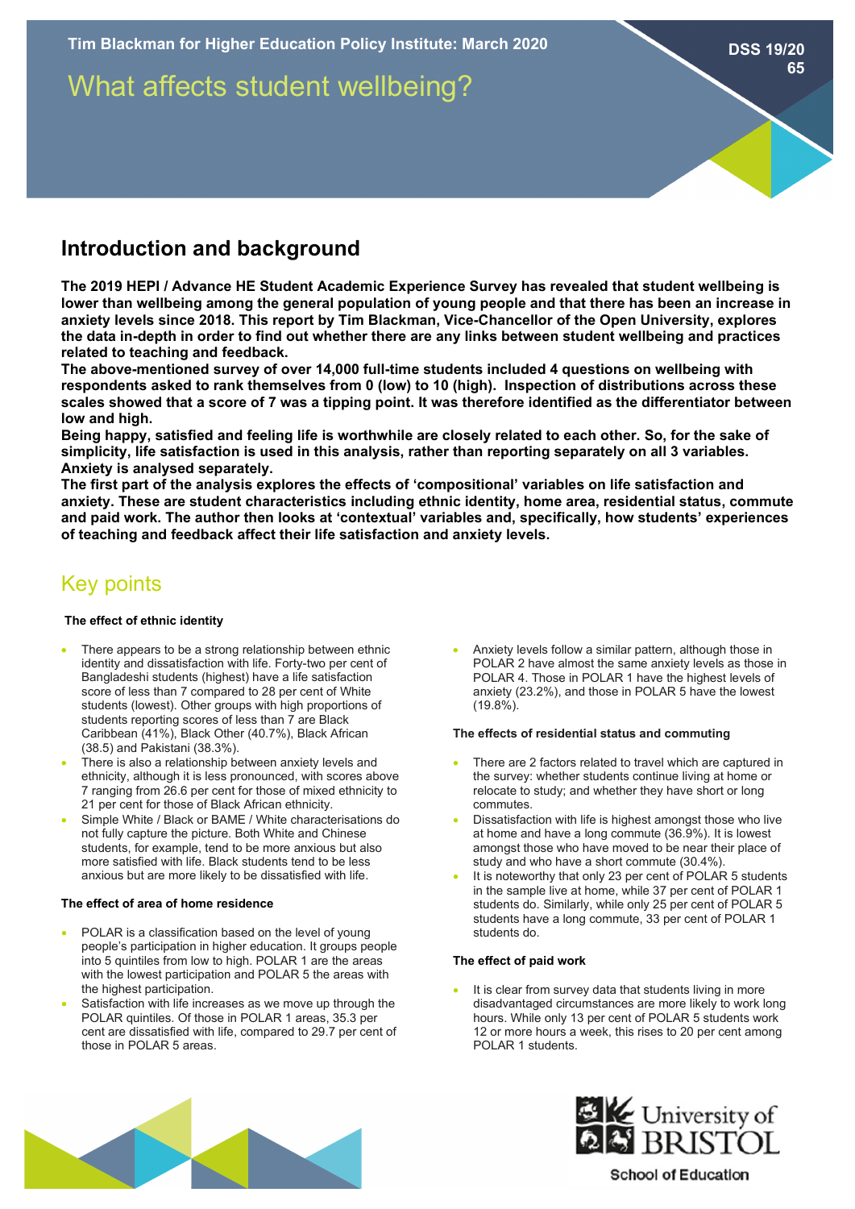Tim Blackman for Higher Education Policy Institute: March 2020

DSS 19/20
65

# What affects student wellbeing?

## Introduction and background

**The 2019 HEPI / Advance HE Student Academic Experience Survey has revealed that student wellbeing is lower than wellbeing among the general population of young people and that there has been an increase in anxiety levels since 2018. This report by Tim Blackman, Vice-Chancellor of the Open University, explores the data in-depth in order to find out whether there are any links between student wellbeing and practices related to teaching and feedback.**

**The above-mentioned survey of over 14,000 full-time students included 4 questions on wellbeing with respondents asked to rank themselves from 0 (low) to 10 (high). Inspection of distributions across these scales showed that a score of 7 was a tipping point. It was therefore identified as the differentiator between low and high.**

**Being happy, satisfied and feeling life is worthwhile are closely related to each other. So, for the sake of simplicity, life satisfaction is used in this analysis, rather than reporting separately on all 3 variables. Anxiety is analysed separately.**

**The first part of the analysis explores the effects of 'compositional' variables on life satisfaction and anxiety. These are student characteristics including ethnic identity, home area, residential status, commute and paid work. The author then looks at 'contextual' variables and, specifically, how students' experiences of teaching and feedback affect their life satisfaction and anxiety levels.**

## Key points

#### The effect of ethnic identity

- There appears to be a strong relationship between ethnic identity and dissatisfaction with life. Forty-two per cent of Bangladeshi students (highest) have a life satisfaction score of less than 7 compared to 28 per cent of White students (lowest). Other groups with high proportions of students reporting scores of less than 7 are Black Caribbean (41%), Black Other (40.7%), Black African (38.5) and Pakistani (38.3%).
- There is also a relationship between anxiety levels and ethnicity, although it is less pronounced, with scores above 7 ranging from 26.6 per cent for those of mixed ethnicity to 21 per cent for those of Black African ethnicity.
- Simple White / Black or BAME / White characterisations do not fully capture the picture. Both White and Chinese students, for example, tend to be more anxious but also more satisfied with life. Black students tend to be less anxious but are more likely to be dissatisfied with life.

#### The effect of area of home residence

- POLAR is a classification based on the level of young people's participation in higher education. It groups people into 5 quintiles from low to high. POLAR 1 are the areas with the lowest participation and POLAR 5 the areas with the highest participation.
- Satisfaction with life increases as we move up through the POLAR quintiles. Of those in POLAR 1 areas, 35.3 per cent are dissatisfied with life, compared to 29.7 per cent of those in POLAR 5 areas.
- Anxiety levels follow a similar pattern, although those in POLAR 2 have almost the same anxiety levels as those in POLAR 4. Those in POLAR 1 have the highest levels of anxiety (23.2%), and those in POLAR 5 have the lowest (19.8%).

#### The effects of residential status and commuting

- There are 2 factors related to travel which are captured in the survey: whether students continue living at home or relocate to study; and whether they have short or long commutes.
- Dissatisfaction with life is highest amongst those who live at home and have a long commute (36.9%). It is lowest amongst those who have moved to be near their place of study and who have a short commute (30.4%).
- It is noteworthy that only 23 per cent of POLAR 5 students in the sample live at home, while 37 per cent of POLAR 1 students do. Similarly, while only 25 per cent of POLAR 5 students have a long commute, 33 per cent of POLAR 1 students do.

#### The effect of paid work

- It is clear from survey data that students living in more disadvantaged circumstances are more likely to work long hours. While only 13 per cent of POLAR 5 students work 12 or more hours a week, this rises to 20 per cent among POLAR 1 students.

University of BRISTOL
School of Education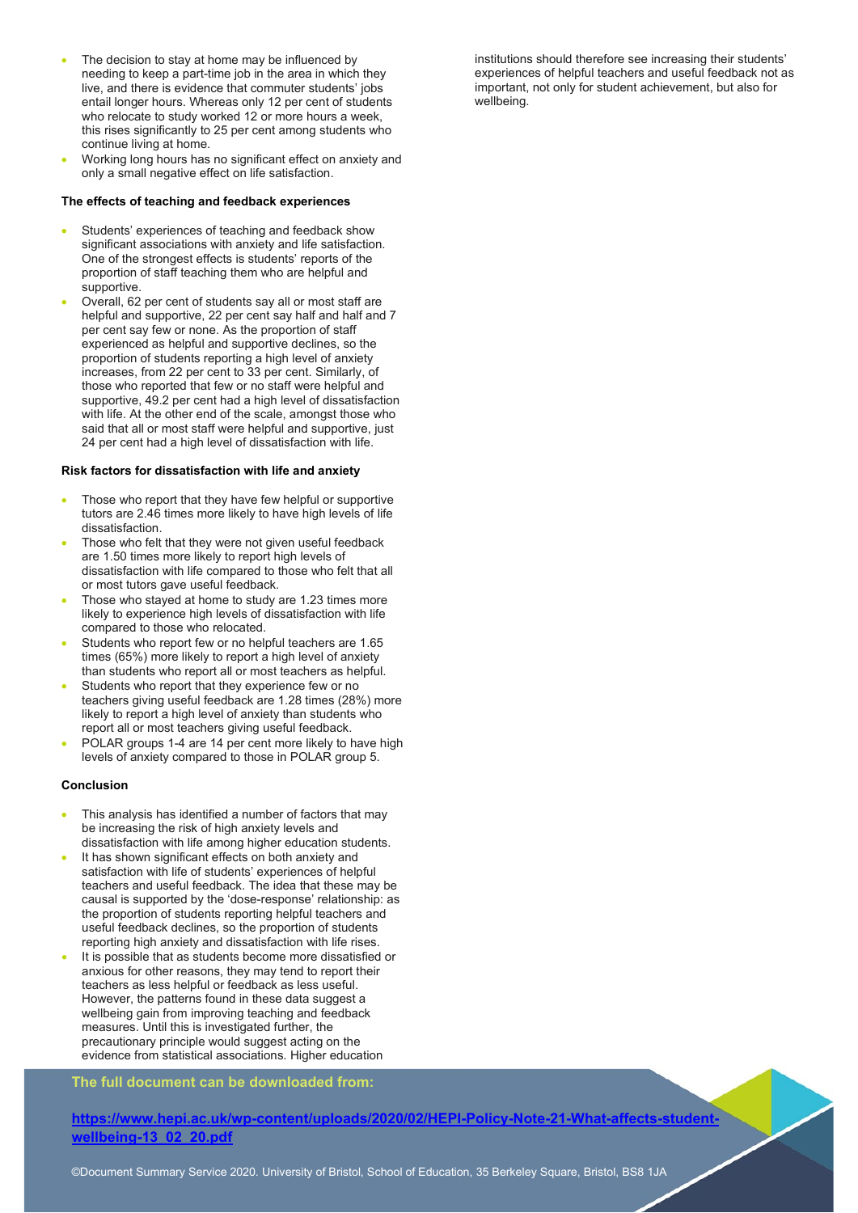- The decision to stay at home may be influenced by needing to keep a part-time job in the area in which they live, and there is evidence that commuter students' jobs entail longer hours. Whereas only 12 per cent of students who relocate to study worked 12 or more hours a week, this rises significantly to 25 per cent among students who continue living at home.
- Working long hours has no significant effect on anxiety and only a small negative effect on life satisfaction.

**The effects of teaching and feedback experiences**

- Students' experiences of teaching and feedback show significant associations with anxiety and life satisfaction. One of the strongest effects is students' reports of the proportion of staff teaching them who are helpful and supportive.
- Overall, 62 per cent of students say all or most staff are helpful and supportive, 22 per cent say half and half and 7 per cent say few or none. As the proportion of staff experienced as helpful and supportive declines, so the proportion of students reporting a high level of anxiety increases, from 22 per cent to 33 per cent. Similarly, of those who reported that few or no staff were helpful and supportive, 49.2 per cent had a high level of dissatisfaction with life. At the other end of the scale, amongst those who said that all or most staff were helpful and supportive, just 24 per cent had a high level of dissatisfaction with life.

**Risk factors for dissatisfaction with life and anxiety**

- Those who report that they have few helpful or supportive tutors are 2.46 times more likely to have high levels of life dissatisfaction.
- Those who felt that they were not given useful feedback are 1.50 times more likely to report high levels of dissatisfaction with life compared to those who felt that all or most tutors gave useful feedback.
- Those who stayed at home to study are 1.23 times more likely to experience high levels of dissatisfaction with life compared to those who relocated.
- Students who report few or no helpful teachers are 1.65 times (65%) more likely to report a high level of anxiety than students who report all or most teachers as helpful.
- Students who report that they experience few or no teachers giving useful feedback are 1.28 times (28%) more likely to report a high level of anxiety than students who report all or most teachers giving useful feedback.
- POLAR groups 1-4 are 14 per cent more likely to have high levels of anxiety compared to those in POLAR group 5.

**Conclusion**

- This analysis has identified a number of factors that may be increasing the risk of high anxiety levels and dissatisfaction with life among higher education students.
- It has shown significant effects on both anxiety and satisfaction with life of students' experiences of helpful teachers and useful feedback. The idea that these may be causal is supported by the 'dose-response' relationship: as the proportion of students reporting helpful teachers and useful feedback declines, so the proportion of students reporting high anxiety and dissatisfaction with life rises.
- It is possible that as students become more dissatisfied or anxious for other reasons, they may tend to report their teachers as less helpful or feedback as less useful. However, the patterns found in these data suggest a wellbeing gain from improving teaching and feedback measures. Until this is investigated further, the precautionary principle would suggest acting on the evidence from statistical associations. Higher education institutions should therefore see increasing their students' experiences of helpful teachers and useful feedback not as important, not only for student achievement, but also for wellbeing.

**The full document can be downloaded from:**

https://www.hepi.ac.uk/wp-content/uploads/2020/02/HEPI-Policy-Note-21-What-affects-student-wellbeing-13_02_20.pdf

©Document Summary Service 2020. University of Bristol, School of Education, 35 Berkeley Square, Bristol, BS8 1JA